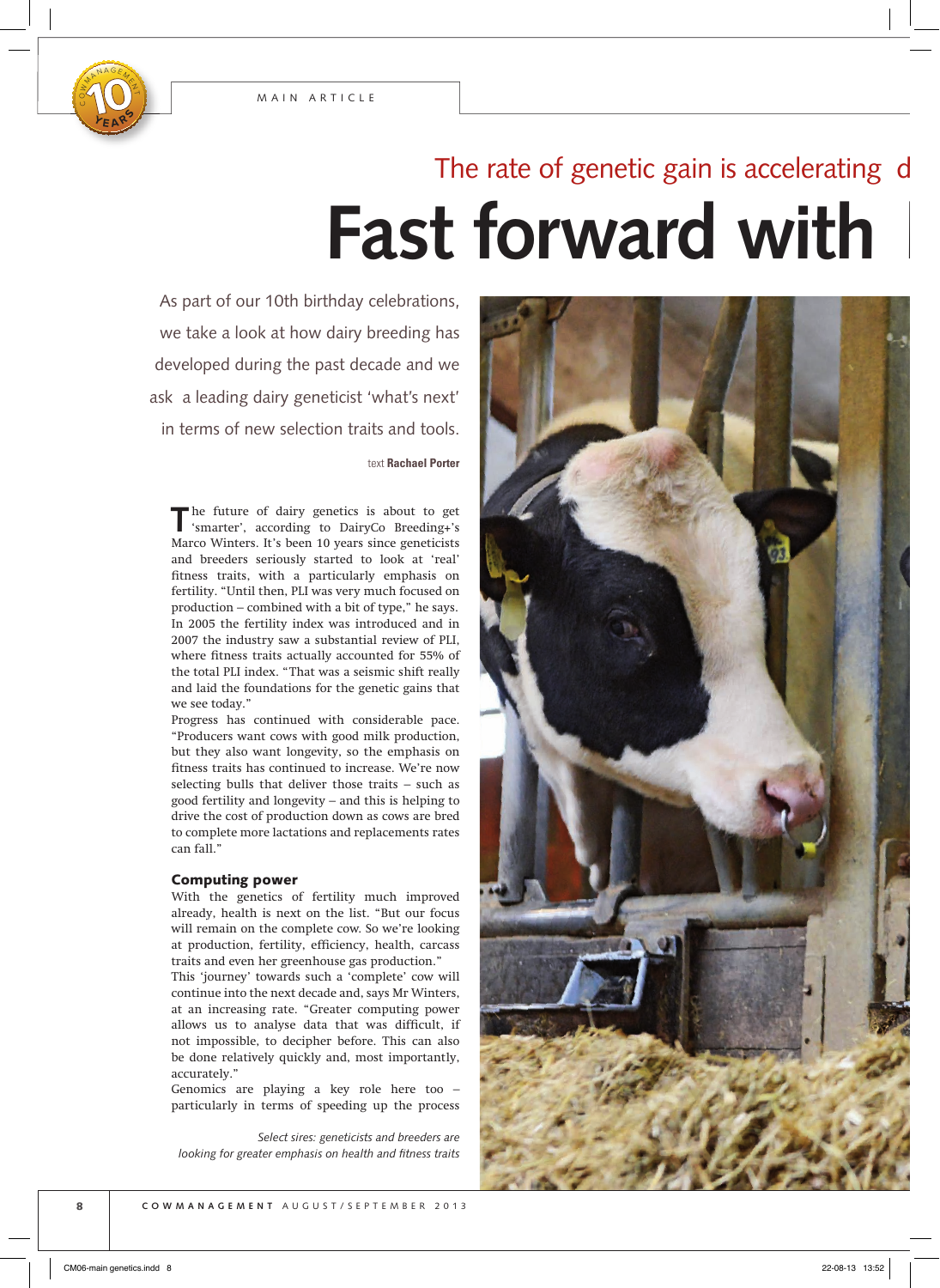MAIN ARTICLE

## The rate of genetic gain is accelerating d

# Fast forward with

As part of our 10th birthday celebrations, we take a look at how dairy breeding has developed during the past decade and we ask a leading dairy geneticist 'what's next' in terms of new selection traits and tools.

text **Rachael Porter**

The future of dairy genetics is about to get 'smarter', according to DairyCo Breeding+'s Marco Winters. It's been 10 years since geneticists and breeders seriously started to look at 'real' fitness traits, with a particularly emphasis on fertility. "Until then, PLI was very much focused on production – combined with a bit of type," he says. In 2005 the fertility index was introduced and in 2007 the industry saw a substantial review of PLI, where fitness traits actually accounted for 55% of the total PLI index. "That was a seismic shift really and laid the foundations for the genetic gains that we see today."

Progress has continued with considerable pace. "Producers want cows with good milk production, but they also want longevity, so the emphasis on fitness traits has continued to increase. We're now selecting bulls that deliver those traits – such as good fertility and longevity – and this is helping to drive the cost of production down as cows are bred to complete more lactations and replacements rates can fall."

### Computing power

With the genetics of fertility much improved already, health is next on the list. "But our focus will remain on the complete cow. So we're looking at production, fertility, efficiency, health, carcass traits and even her greenhouse gas production."

This 'journey' towards such a 'complete' cow will continue into the next decade and, says Mr Winters, at an increasing rate. "Greater computing power allows us to analyse data that was difficult, if not impossible, to decipher before. This can also be done relatively quickly and, most importantly, accurately."

Genomics are playing a key role here too – particularly in terms of speeding up the process

*Select sires: geneticists and breeders are looking for greater emphasis on health and fitness traits*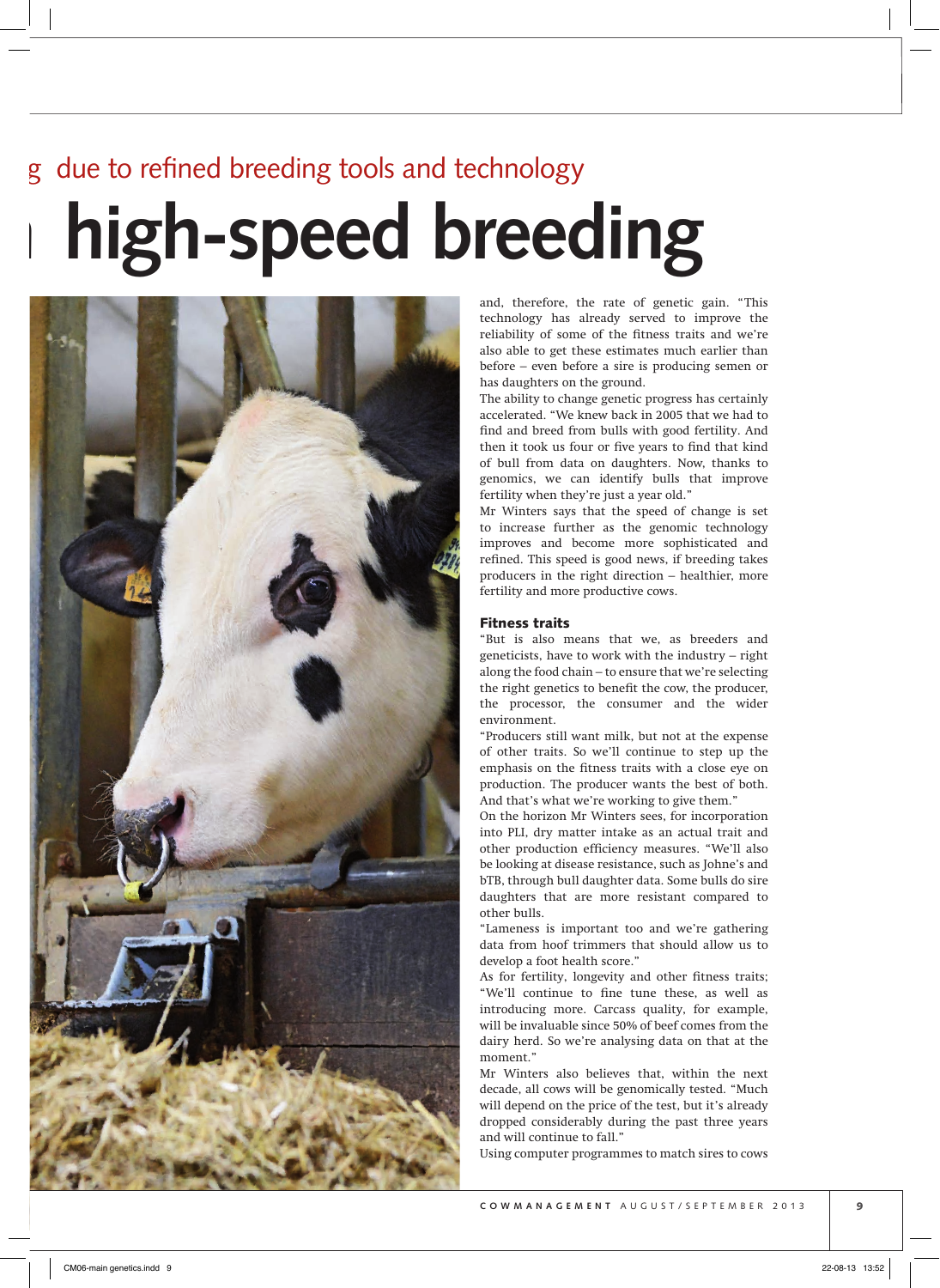# g due to refined breeding tools and technology

# high-speed breeding

and, therefore, the rate of genetic gain. "This technology has already served to improve the reliability of some of the fitness traits and we're also able to get these estimates much earlier than before – even before a sire is producing semen or has daughters on the ground.

The ability to change genetic progress has certainly accelerated. "We knew back in 2005 that we had to find and breed from bulls with good fertility. And then it took us four or five years to find that kind of bull from data on daughters. Now, thanks to genomics, we can identify bulls that improve fertility when they're just a year old."

Mr Winters says that the speed of change is set to increase further as the genomic technology improves and become more sophisticated and refined. This speed is good news, if breeding takes producers in the right direction – healthier, more fertility and more productive cows.

### Fitness traits

"But is also means that we, as breeders and geneticists, have to work with the industry – right along the food chain – to ensure that we're selecting the right genetics to benefit the cow, the producer, the processor, the consumer and the wider environment.

"Producers still want milk, but not at the expense of other traits. So we'll continue to step up the emphasis on the fitness traits with a close eye on production. The producer wants the best of both. And that's what we're working to give them."

On the horizon Mr Winters sees, for incorporation into PLI, dry matter intake as an actual trait and other production efficiency measures. "We'll also be looking at disease resistance, such as Johne's and bTB, through bull daughter data. Some bulls do sire daughters that are more resistant compared to other bulls.

"Lameness is important too and we're gathering data from hoof trimmers that should allow us to develop a foot health score."

As for fertility, longevity and other fitness traits; "We'll continue to fine tune these, as well as introducing more. Carcass quality, for example, will be invaluable since 50% of beef comes from the dairy herd. So we're analysing data on that at the moment."

Mr Winters also believes that, within the next decade, all cows will be genomically tested. "Much will depend on the price of the test, but it's already dropped considerably during the past three years and will continue to fall."

Using computer programmes to match sires to cows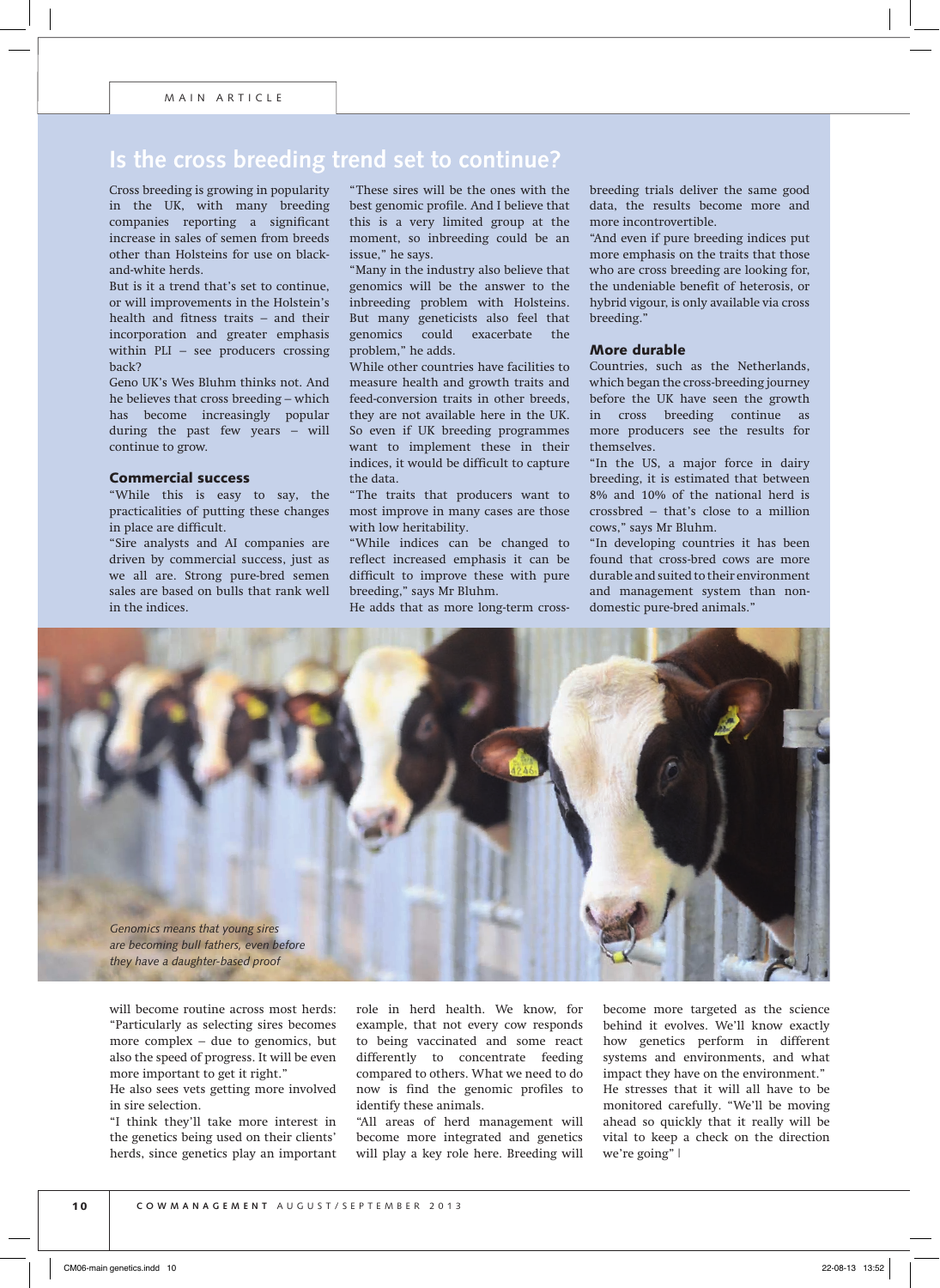## Is the cross breeding trend set to continue?

Cross breeding is growing in popularity in the UK, with many breeding companies reporting a significant increase in sales of semen from breeds other than Holsteins for use on black-and-white herds.

But is it a trend that's set to continue, or will improvements in the Holstein's health and fitness traits – and their incorporation and greater emphasis within PLI – see producers crossing back?

Geno UK's Wes Bluhm thinks not. And he believes that cross breeding – which has become increasingly popular during the past few years – will continue to grow.

### Commercial success

"While this is easy to say, the practicalities of putting these changes in place are difficult.

"Sire analysts and AI companies are driven by commercial success, just as we all are. Strong pure-bred semen sales are based on bulls that rank well in the indices.

"These sires will be the ones with the best genomic profile. And I believe that this is a very limited group at the moment, so inbreeding could be an issue," he says.

"Many in the industry also believe that genomics will be the answer to the inbreeding problem with Holsteins. But many geneticists also feel that genomics could exacerbate the problem," he adds.

While other countries have facilities to measure health and growth traits and feed-conversion traits in other breeds, they are not available here in the UK. So even if UK breeding programmes want to implement these in their indices, it would be difficult to capture the data.

"The traits that producers want to most improve in many cases are those with low heritability.

"While indices can be changed to reflect increased emphasis it can be difficult to improve these with pure breeding," says Mr Bluhm.

He adds that as more long-term cross-breeding trials deliver the same good data, the results become more and more incontrovertible.

"And even if pure breeding indices put more emphasis on the traits that those who are cross breeding are looking for, the undeniable benefit of heterosis, or hybrid vigour, is only available via cross breeding."

### More durable

Countries, such as the Netherlands, which began the cross-breeding journey before the UK have seen the growth in cross breeding continue as more producers see the results for themselves.

"In the US, a major force in dairy breeding, it is estimated that between 8% and 10% of the national herd is crossbred – that's close to a million cows," says Mr Bluhm.

"In developing countries it has been found that cross-bred cows are more durable and suited to their environment and management system than non-domestic pure-bred animals."

*Genomics means that young sires are becoming bull fathers, even before they have a daughter-based proof*

will become routine across most herds: "Particularly as selecting sires becomes more complex – due to genomics, but also the speed of progress. It will be even more important to get it right."

He also sees vets getting more involved in sire selection.

"I think they'll take more interest in the genetics being used on their clients' herds, since genetics play an important role in herd health. We know, for example, that not every cow responds to being vaccinated and some react differently to concentrate feeding compared to others. What we need to do now is find the genomic profiles to identify these animals.

"All areas of herd management will become more integrated and genetics will play a key role here. Breeding will become more targeted as the science behind it evolves. We'll know exactly how genetics perform in different systems and environments, and what impact they have on the environment."

He stresses that it will all have to be monitored carefully. "We'll be moving ahead so quickly that it really will be vital to keep a check on the direction we're going" l